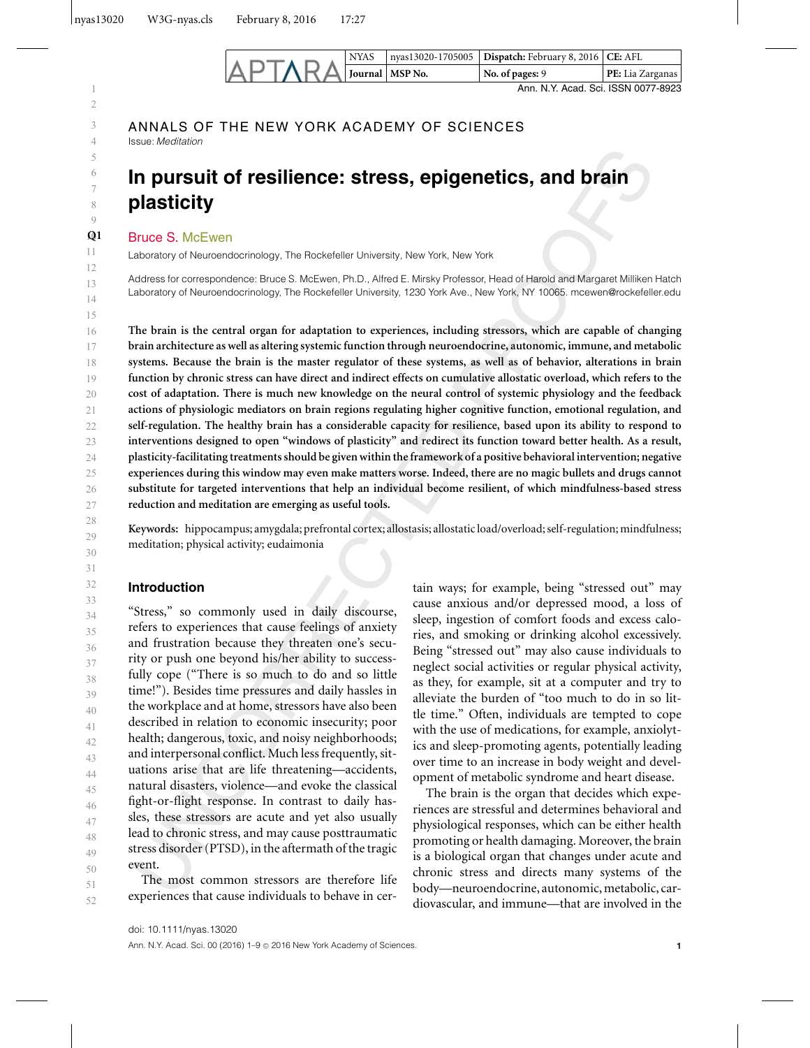ANNALS OF THE NEW YORK ACADEMY OF SCIENCES

Issue: *Meditation*

# In pursuit of resilience: stress, epigenetics, and brain plasticity

Bruce S. McEwen

Laboratory of Neuroendocrinology, The Rockefeller University, New York, New York

Address for correspondence: Bruce S. McEwen, Ph.D., Alfred E. Mirsky Professor, Head of Harold and Margaret Milliken Hatch Laboratory of Neuroendocrinology, The Rockefeller University, 1230 York Ave., New York, NY 10065. mcewen@rockefeller.edu

**The brain is the central organ for adaptation to experiences, including stressors, which are capable of changing brain architecture as well as altering systemic function through neuroendocrine, autonomic, immune, and metabolic systems. Because the brain is the master regulator of these systems, as well as of behavior, alterations in brain function by chronic stress can have direct and indirect effects on cumulative allostatic overload, which refers to the cost of adaptation. There is much new knowledge on the neural control of systemic physiology and the feedback actions of physiologic mediators on brain regions regulating higher cognitive function, emotional regulation, and self-regulation. The healthy brain has a considerable capacity for resilience, based upon its ability to respond to interventions designed to open "windows of plasticity" and redirect its function toward better health. As a result, plasticity-facilitating treatments should be given within the framework of a positive behavioral intervention; negative experiences during this window may even make matters worse. Indeed, there are no magic bullets and drugs cannot substitute for targeted interventions that help an individual become resilient, of which mindfulness-based stress reduction and meditation are emerging as useful tools.**

**Keywords:** hippocampus; amygdala; prefrontal cortex; allostasis; allostatic load/overload; self-regulation; mindfulness; meditation; physical activity; eudaimonia

## Introduction

"Stress," so commonly used in daily discourse, refers to experiences that cause feelings of anxiety and frustration because they threaten one's security or push one beyond his/her ability to successfully cope ("There is so much to do and so little time!"). Besides time pressures and daily hassles in the workplace and at home, stressors have also been described in relation to economic insecurity; poor health; dangerous, toxic, and noisy neighborhoods; and interpersonal conflict. Much less frequently, situations arise that are life threatening—accidents, natural disasters, violence—and evoke the classical fight-or-flight response. In contrast to daily hassles, these stressors are acute and yet also usually lead to chronic stress, and may cause posttraumatic stress disorder (PTSD), in the aftermath of the tragic event.

The most common stressors are therefore life experiences that cause individuals to behave in certain ways; for example, being "stressed out" may cause anxious and/or depressed mood, a loss of sleep, ingestion of comfort foods and excess calories, and smoking or drinking alcohol excessively. Being "stressed out" may also cause individuals to neglect social activities or regular physical activity, as they, for example, sit at a computer and try to alleviate the burden of "too much to do in so little time." Often, individuals are tempted to cope with the use of medications, for example, anxiolytics and sleep-promoting agents, potentially leading over time to an increase in body weight and development of metabolic syndrome and heart disease.

The brain is the organ that decides which experiences are stressful and determines behavioral and physiological responses, which can be either health promoting or health damaging. Moreover, the brain is a biological organ that changes under acute and chronic stress and directs many systems of the body—neuroendocrine, autonomic, metabolic, cardiovascular, and immune—that are involved in the

doi: 10.1111/nyas.13020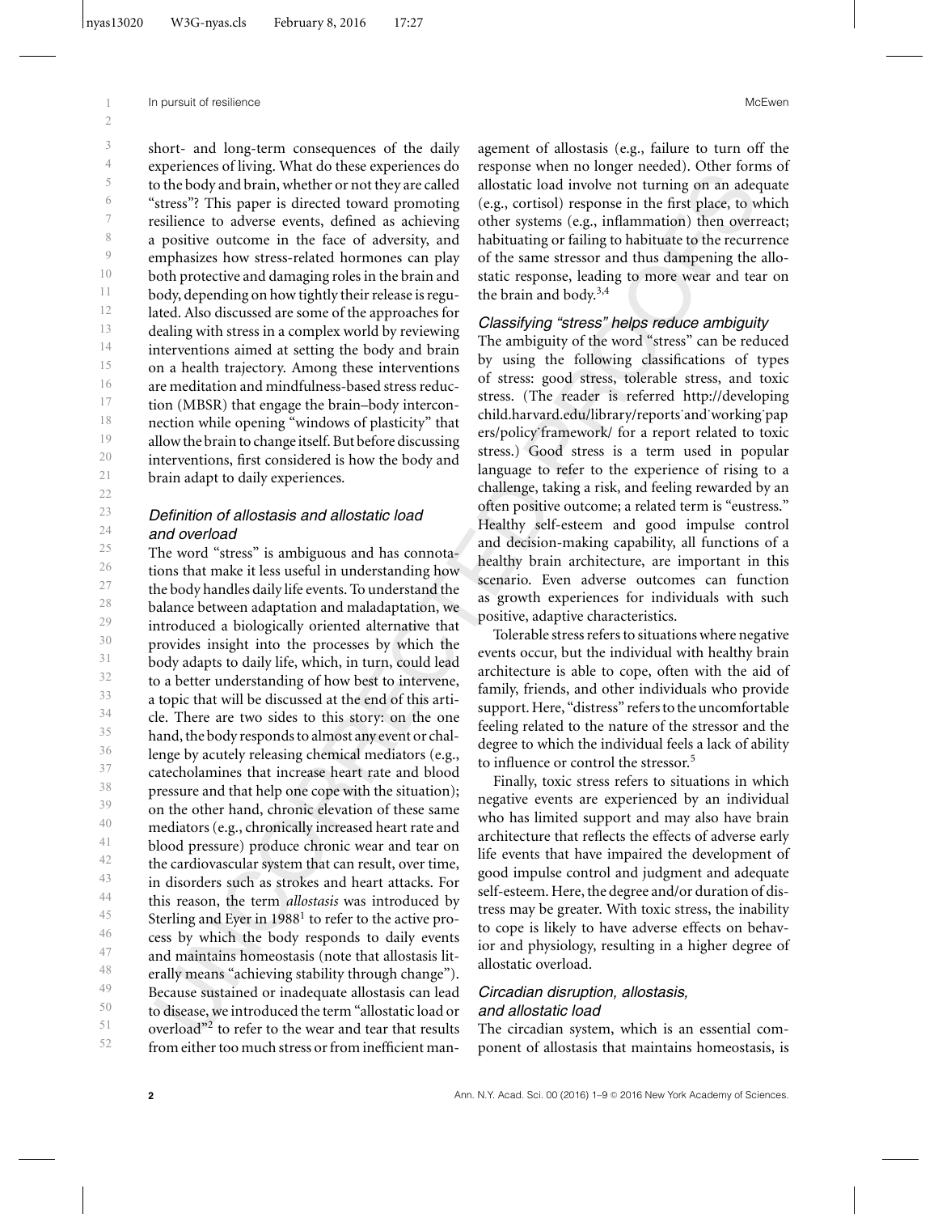short- and long-term consequences of the daily experiences of living. What do these experiences do to the body and brain, whether or not they are called "stress"? This paper is directed toward promoting resilience to adverse events, defined as achieving a positive outcome in the face of adversity, and emphasizes how stress-related hormones can play both protective and damaging roles in the brain and body, depending on how tightly their release is regulated. Also discussed are some of the approaches for dealing with stress in a complex world by reviewing interventions aimed at setting the body and brain on a health trajectory. Among these interventions are meditation and mindfulness-based stress reduction (MBSR) that engage the brain–body interconnection while opening "windows of plasticity" that allow the brain to change itself. But before discussing interventions, first considered is how the body and brain adapt to daily experiences.

### *Definition of allostasis and allostatic load and overload*

The word "stress" is ambiguous and has connotations that make it less useful in understanding how the body handles daily life events. To understand the balance between adaptation and maladaptation, we introduced a biologically oriented alternative that provides insight into the processes by which the body adapts to daily life, which, in turn, could lead to a better understanding of how best to intervene, a topic that will be discussed at the end of this article. There are two sides to this story: on the one hand, the body responds to almost any event or challenge by acutely releasing chemical mediators (e.g., catecholamines that increase heart rate and blood pressure and that help one cope with the situation); on the other hand, chronic elevation of these same mediators (e.g., chronically increased heart rate and blood pressure) produce chronic wear and tear on the cardiovascular system that can result, over time, in disorders such as strokes and heart attacks. For this reason, the term *allostasis* was introduced by Sterling and Eyer in 1988[1] to refer to the active process by which the body responds to daily events and maintains homeostasis (note that allostasis literally means "achieving stability through change"). Because sustained or inadequate allostasis can lead to disease, we introduced the term "allostatic load or overload"[2] to refer to the wear and tear that results from either too much stress or from inefficient management of allostasis (e.g., failure to turn off the response when no longer needed). Other forms of allostatic load involve not turning on an adequate (e.g., cortisol) response in the first place, to which other systems (e.g., inflammation) then overreact; habituating or failing to habituate to the recurrence of the same stressor and thus dampening the allostatic response, leading to more wear and tear on the brain and body.[3,4]

### *Classifying "stress" helps reduce ambiguity*

The ambiguity of the word "stress" can be reduced by using the following classifications of types of stress: good stress, tolerable stress, and toxic stress. (The reader is referred http://developingchild.harvard.edu/library/reports˙and˙working˙papers/policy˙framework/ for a report related to toxic stress.) Good stress is a term used in popular language to refer to the experience of rising to a challenge, taking a risk, and feeling rewarded by an often positive outcome; a related term is "eustress." Healthy self-esteem and good impulse control and decision-making capability, all functions of a healthy brain architecture, are important in this scenario. Even adverse outcomes can function as growth experiences for individuals with such positive, adaptive characteristics.

Tolerable stress refers to situations where negative events occur, but the individual with healthy brain architecture is able to cope, often with the aid of family, friends, and other individuals who provide support. Here, "distress" refers to the uncomfortable feeling related to the nature of the stressor and the degree to which the individual feels a lack of ability to influence or control the stressor.[5]

Finally, toxic stress refers to situations in which negative events are experienced by an individual who has limited support and may also have brain architecture that reflects the effects of adverse early life events that have impaired the development of good impulse control and judgment and adequate self-esteem. Here, the degree and/or duration of distress may be greater. With toxic stress, the inability to cope is likely to have adverse effects on behavior and physiology, resulting in a higher degree of allostatic overload.

### *Circadian disruption, allostasis, and allostatic load*

The circadian system, which is an essential component of allostasis that maintains homeostasis, is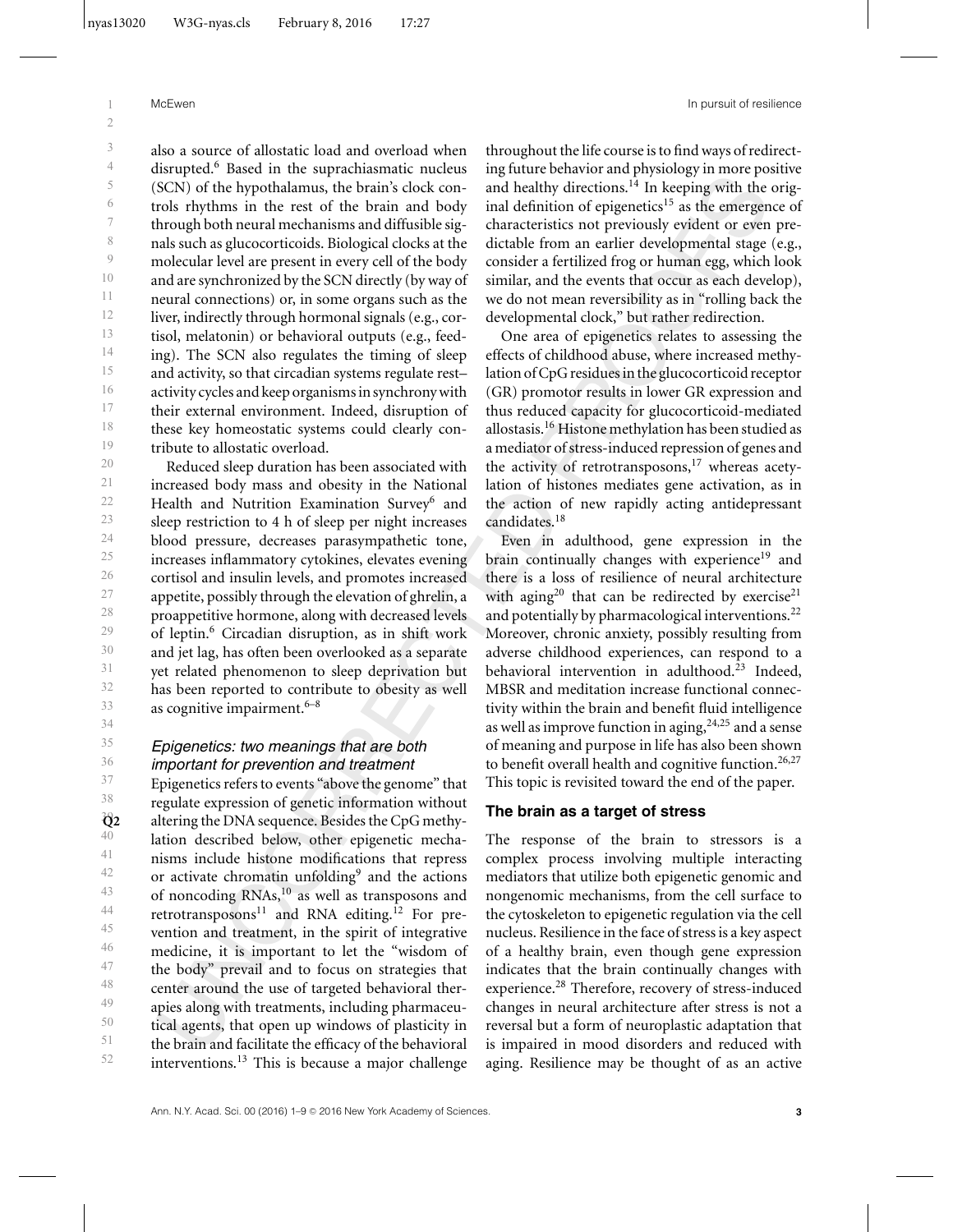also a source of allostatic load and overload when disrupted.[6] Based in the suprachiasmatic nucleus (SCN) of the hypothalamus, the brain's clock controls rhythms in the rest of the brain and body through both neural mechanisms and diffusible signals such as glucocorticoids. Biological clocks at the molecular level are present in every cell of the body and are synchronized by the SCN directly (by way of neural connections) or, in some organs such as the liver, indirectly through hormonal signals (e.g., cortisol, melatonin) or behavioral outputs (e.g., feeding). The SCN also regulates the timing of sleep and activity, so that circadian systems regulate rest–activity cycles and keep organisms in synchrony with their external environment. Indeed, disruption of these key homeostatic systems could clearly contribute to allostatic overload.

Reduced sleep duration has been associated with increased body mass and obesity in the National Health and Nutrition Examination Survey[6] and sleep restriction to 4 h of sleep per night increases blood pressure, decreases parasympathetic tone, increases inflammatory cytokines, elevates evening cortisol and insulin levels, and promotes increased appetite, possibly through the elevation of ghrelin, a proappetitive hormone, along with decreased levels of leptin.[6] Circadian disruption, as in shift work and jet lag, has often been overlooked as a separate yet related phenomenon to sleep deprivation but has been reported to contribute to obesity as well as cognitive impairment.[6–8]

### *Epigenetics: two meanings that are both important for prevention and treatment*

Epigenetics refers to events "above the genome" that regulate expression of genetic information without altering the DNA sequence. Besides the CpG methylation described below, other epigenetic mechanisms include histone modifications that repress or activate chromatin unfolding[9] and the actions of noncoding RNAs,[10] as well as transposons and retrotransposons[11] and RNA editing.[12] For prevention and treatment, in the spirit of integrative medicine, it is important to let the "wisdom of the body" prevail and to focus on strategies that center around the use of targeted behavioral therapies along with treatments, including pharmaceutical agents, that open up windows of plasticity in the brain and facilitate the efficacy of the behavioral interventions.[13] This is because a major challenge throughout the life course is to find ways of redirecting future behavior and physiology in more positive and healthy directions.[14] In keeping with the original definition of epigenetics[15] as the emergence of characteristics not previously evident or even predictable from an earlier developmental stage (e.g., consider a fertilized frog or human egg, which look similar, and the events that occur as each develop), we do not mean reversibility as in "rolling back the developmental clock," but rather redirection.

One area of epigenetics relates to assessing the effects of childhood abuse, where increased methylation of CpG residues in the glucocorticoid receptor (GR) promotor results in lower GR expression and thus reduced capacity for glucocorticoid-mediated allostasis.[16] Histone methylation has been studied as a mediator of stress-induced repression of genes and the activity of retrotransposons,[17] whereas acetylation of histones mediates gene activation, as in the action of new rapidly acting antidepressant candidates.[18]

Even in adulthood, gene expression in the brain continually changes with experience[19] and there is a loss of resilience of neural architecture with aging[20] that can be redirected by exercise[21] and potentially by pharmacological interventions.[22] Moreover, chronic anxiety, possibly resulting from adverse childhood experiences, can respond to a behavioral intervention in adulthood.[23] Indeed, MBSR and meditation increase functional connectivity within the brain and benefit fluid intelligence as well as improve function in aging,[24,25] and a sense of meaning and purpose in life has also been shown to benefit overall health and cognitive function.[26,27] This topic is revisited toward the end of the paper.

## The brain as a target of stress

The response of the brain to stressors is a complex process involving multiple interacting mediators that utilize both epigenetic genomic and nongenomic mechanisms, from the cell surface to the cytoskeleton to epigenetic regulation via the cell nucleus. Resilience in the face of stress is a key aspect of a healthy brain, even though gene expression indicates that the brain continually changes with experience.[28] Therefore, recovery of stress-induced changes in neural architecture after stress is not a reversal but a form of neuroplastic adaptation that is impaired in mood disorders and reduced with aging. Resilience may be thought of as an active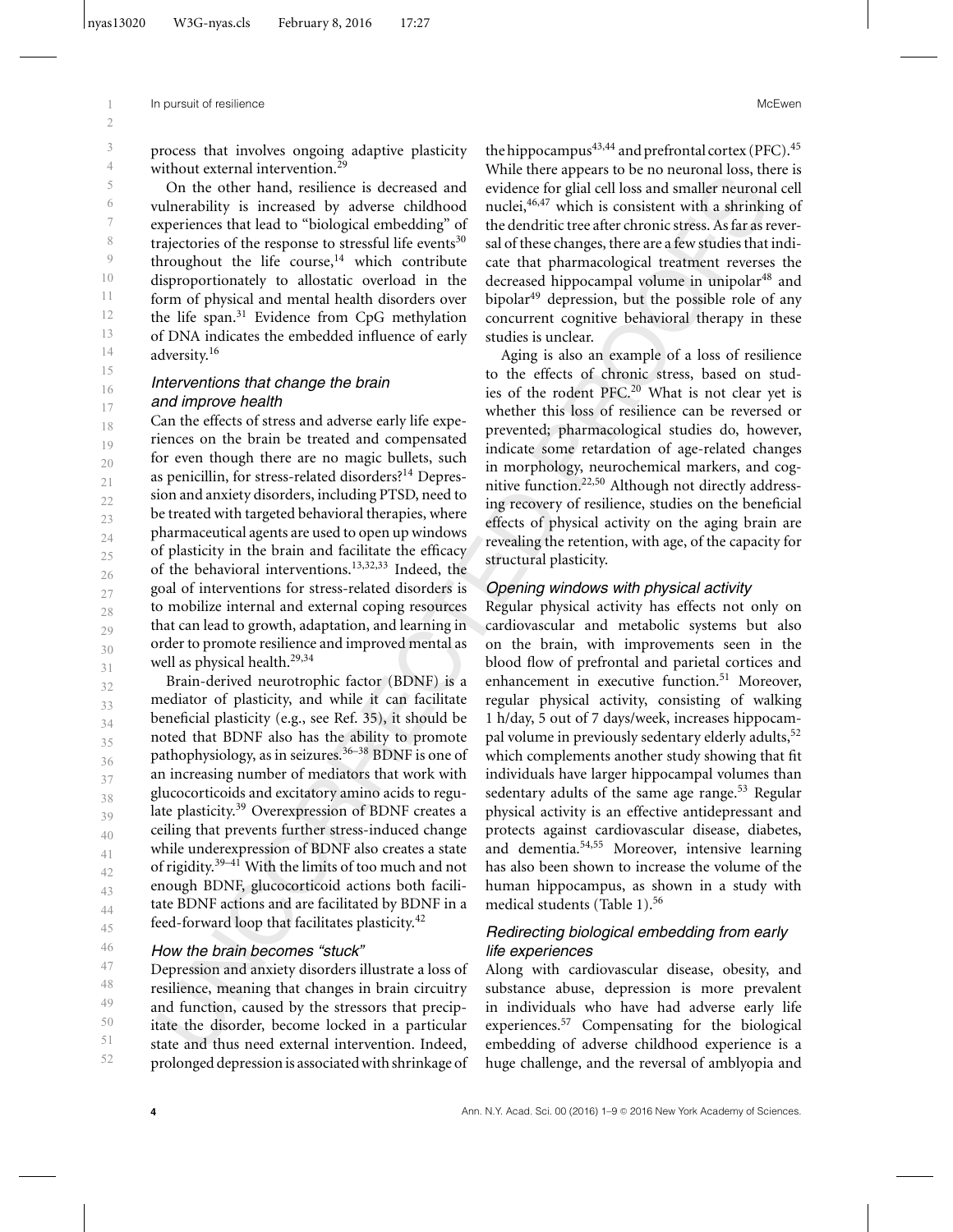process that involves ongoing adaptive plasticity without external intervention.[29]

On the other hand, resilience is decreased and vulnerability is increased by adverse childhood experiences that lead to "biological embedding" of trajectories of the response to stressful life events[30] throughout the life course,[14] which contribute disproportionately to allostatic overload in the form of physical and mental health disorders over the life span.[31] Evidence from CpG methylation of DNA indicates the embedded influence of early adversity.[16]

### *Interventions that change the brain and improve health*

Can the effects of stress and adverse early life experiences on the brain be treated and compensated for even though there are no magic bullets, such as penicillin, for stress-related disorders?[14] Depression and anxiety disorders, including PTSD, need to be treated with targeted behavioral therapies, where pharmaceutical agents are used to open up windows of plasticity in the brain and facilitate the efficacy of the behavioral interventions.[13,32,33] Indeed, the goal of interventions for stress-related disorders is to mobilize internal and external coping resources that can lead to growth, adaptation, and learning in order to promote resilience and improved mental as well as physical health.[29,34]

Brain-derived neurotrophic factor (BDNF) is a mediator of plasticity, and while it can facilitate beneficial plasticity (e.g., see Ref. 35), it should be noted that BDNF also has the ability to promote pathophysiology, as in seizures.[36–38] BDNF is one of an increasing number of mediators that work with glucocorticoids and excitatory amino acids to regulate plasticity.[39] Overexpression of BDNF creates a ceiling that prevents further stress-induced change while underexpression of BDNF also creates a state of rigidity.[39–41] With the limits of too much and not enough BDNF, glucocorticoid actions both facilitate BDNF actions and are facilitated by BDNF in a feed-forward loop that facilitates plasticity.[42]

### *How the brain becomes "stuck"*

Depression and anxiety disorders illustrate a loss of resilience, meaning that changes in brain circuitry and function, caused by the stressors that precipitate the disorder, become locked in a particular state and thus need external intervention. Indeed, prolonged depression is associated with shrinkage of the hippocampus[43,44] and prefrontal cortex (PFC).[45] While there appears to be no neuronal loss, there is evidence for glial cell loss and smaller neuronal cell nuclei,[46,47] which is consistent with a shrinking of the dendritic tree after chronic stress. As far as reversal of these changes, there are a few studies that indicate that pharmacological treatment reverses the decreased hippocampal volume in unipolar[48] and bipolar[49] depression, but the possible role of any concurrent cognitive behavioral therapy in these studies is unclear.

Aging is also an example of a loss of resilience to the effects of chronic stress, based on studies of the rodent PFC.[20] What is not clear yet is whether this loss of resilience can be reversed or prevented; pharmacological studies do, however, indicate some retardation of age-related changes in morphology, neurochemical markers, and cognitive function.[22,50] Although not directly addressing recovery of resilience, studies on the beneficial effects of physical activity on the aging brain are revealing the retention, with age, of the capacity for structural plasticity.

### *Opening windows with physical activity*

Regular physical activity has effects not only on cardiovascular and metabolic systems but also on the brain, with improvements seen in the blood flow of prefrontal and parietal cortices and enhancement in executive function.[51] Moreover, regular physical activity, consisting of walking 1 h/day, 5 out of 7 days/week, increases hippocampal volume in previously sedentary elderly adults,[52] which complements another study showing that fit individuals have larger hippocampal volumes than sedentary adults of the same age range.[53] Regular physical activity is an effective antidepressant and protects against cardiovascular disease, diabetes, and dementia.[54,55] Moreover, intensive learning has also been shown to increase the volume of the human hippocampus, as shown in a study with medical students (Table 1).[56]

### *Redirecting biological embedding from early life experiences*

Along with cardiovascular disease, obesity, and substance abuse, depression is more prevalent in individuals who have had adverse early life experiences.[57] Compensating for the biological embedding of adverse childhood experience is a huge challenge, and the reversal of amblyopia and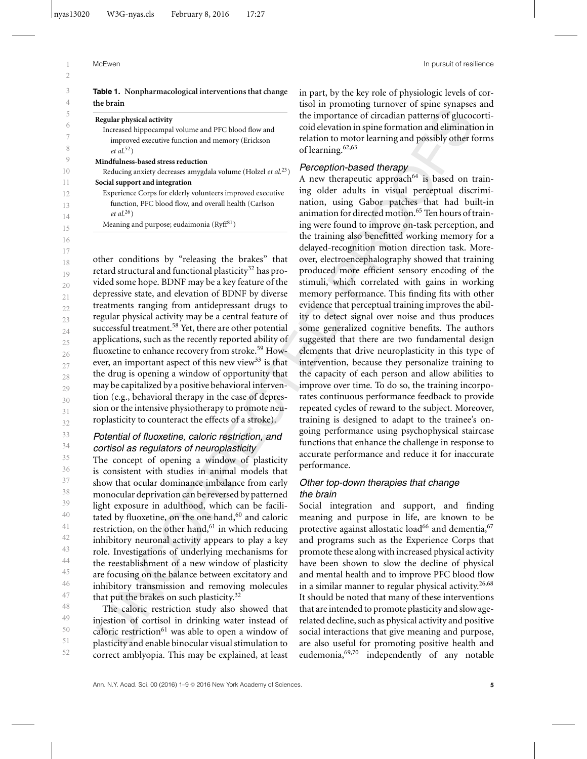**Table 1.** **Nonpharmacological interventions that change the brain**

| |
|---|
| **Regular physical activity** |
| Increased hippocampal volume and PFC blood flow and improved executive function and memory (Erickson *et al.*[52]) |
| **Mindfulness-based stress reduction** |
| Reducing anxiety decreases amygdala volume (Holzel *et al.*[23]) |
| **Social support and integration** |
| Experience Corps for elderly volunteers improved executive function, PFC blood flow, and overall health (Carlson *et al.*[26]) |
| Meaning and purpose; eudaimonia (Ryff[81]) |

other conditions by "releasing the brakes" that retard structural and functional plasticity[32] has provided some hope. BDNF may be a key feature of the depressive state, and elevation of BDNF by diverse treatments ranging from antidepressant drugs to regular physical activity may be a central feature of successful treatment.[58] Yet, there are other potential applications, such as the recently reported ability of fluoxetine to enhance recovery from stroke.[59] However, an important aspect of this new view[33] is that the drug is opening a window of opportunity that may be capitalized by a positive behavioral intervention (e.g., behavioral therapy in the case of depression or the intensive physiotherapy to promote neuroplasticity to counteract the effects of a stroke).

### *Potential of fluoxetine, caloric restriction, and cortisol as regulators of neuroplasticity*

The concept of opening a window of plasticity is consistent with studies in animal models that show that ocular dominance imbalance from early monocular deprivation can be reversed by patterned light exposure in adulthood, which can be facilitated by fluoxetine, on the one hand,[60] and caloric restriction, on the other hand,[61] in which reducing inhibitory neuronal activity appears to play a key role. Investigations of underlying mechanisms for the reestablishment of a new window of plasticity are focusing on the balance between excitatory and inhibitory transmission and removing molecules that put the brakes on such plasticity.[32]

The caloric restriction study also showed that injection of cortisol in drinking water instead of caloric restriction[61] was able to open a window of plasticity and enable binocular visual stimulation to correct amblyopia. This may be explained, at least in part, by the key role of physiologic levels of cortisol in promoting turnover of spine synapses and the importance of circadian patterns of glucocorticoid elevation in spine formation and elimination in relation to motor learning and possibly other forms of learning.[62,63]

### *Perception-based therapy*

A new therapeutic approach[64] is based on training older adults in visual perceptual discrimination, using Gabor patches that had built-in animation for directed motion.[65] Ten hours of training were found to improve on-task perception, and the training also benefitted working memory for a delayed-recognition motion direction task. Moreover, electroencephalography showed that training produced more efficient sensory encoding of the stimuli, which correlated with gains in working memory performance. This finding fits with other evidence that perceptual training improves the ability to detect signal over noise and thus produces some generalized cognitive benefits. The authors suggested that there are two fundamental design elements that drive neuroplasticity in this type of intervention, because they personalize training to the capacity of each person and allow abilities to improve over time. To do so, the training incorporates continuous performance feedback to provide repeated cycles of reward to the subject. Moreover, training is designed to adapt to the trainee's ongoing performance using psychophysical staircase functions that enhance the challenge in response to accurate performance and reduce it for inaccurate performance.

### *Other top-down therapies that change the brain*

Social integration and support, and finding meaning and purpose in life, are known to be protective against allostatic load[66] and dementia,[67] and programs such as the Experience Corps that promote these along with increased physical activity have been shown to slow the decline of physical and mental health and to improve PFC blood flow in a similar manner to regular physical activity.[26,68] It should be noted that many of these interventions that are intended to promote plasticity and slow age-related decline, such as physical activity and positive social interactions that give meaning and purpose, are also useful for promoting positive health and eudemonia,[69,70] independently of any notable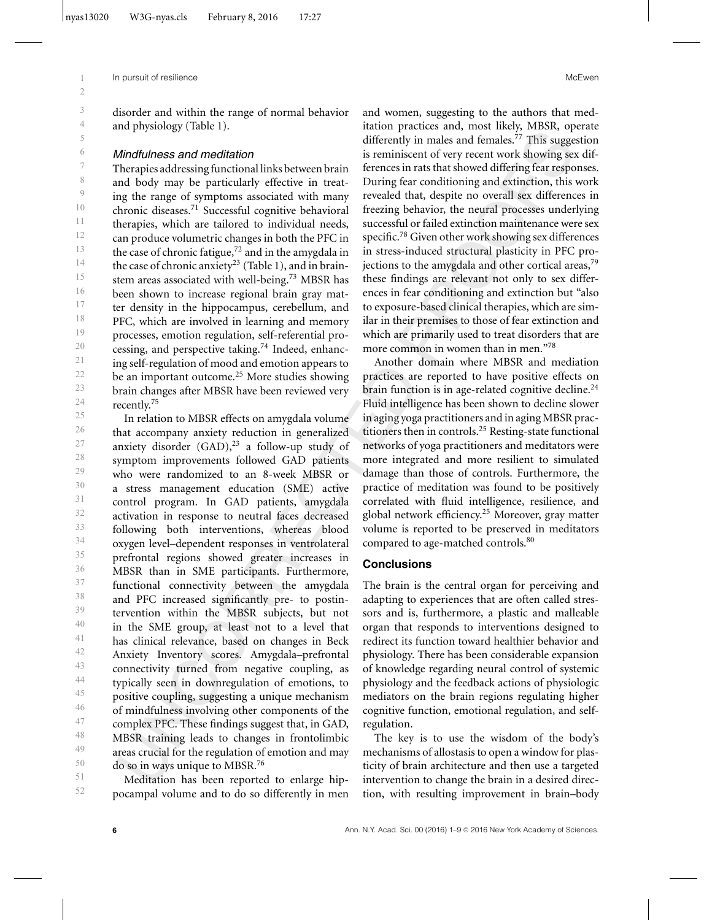disorder and within the range of normal behavior and physiology (Table 1).

### *Mindfulness and meditation*

Therapies addressing functional links between brain and body may be particularly effective in treating the range of symptoms associated with many chronic diseases.[71] Successful cognitive behavioral therapies, which are tailored to individual needs, can produce volumetric changes in both the PFC in the case of chronic fatigue,[72] and in the amygdala in the case of chronic anxiety[23] (Table 1), and in brainstem areas associated with well-being.[73] MBSR has been shown to increase regional brain gray matter density in the hippocampus, cerebellum, and PFC, which are involved in learning and memory processes, emotion regulation, self-referential processing, and perspective taking.[74] Indeed, enhancing self-regulation of mood and emotion appears to be an important outcome.[25] More studies showing brain changes after MBSR have been reviewed very recently.[75]

In relation to MBSR effects on amygdala volume that accompany anxiety reduction in generalized anxiety disorder (GAD),[23] a follow-up study of symptom improvements followed GAD patients who were randomized to an 8-week MBSR or a stress management education (SME) active control program. In GAD patients, amygdala activation in response to neutral faces decreased following both interventions, whereas blood oxygen level–dependent responses in ventrolateral prefrontal regions showed greater increases in MBSR than in SME participants. Furthermore, functional connectivity between the amygdala and PFC increased significantly pre- to postintervention within the MBSR subjects, but not in the SME group, at least not to a level that has clinical relevance, based on changes in Beck Anxiety Inventory scores. Amygdala–prefrontal connectivity turned from negative coupling, as typically seen in downregulation of emotions, to positive coupling, suggesting a unique mechanism of mindfulness involving other components of the complex PFC. These findings suggest that, in GAD, MBSR training leads to changes in frontolimbic areas crucial for the regulation of emotion and may do so in ways unique to MBSR.[76]

Meditation has been reported to enlarge hippocampal volume and to do so differently in men and women, suggesting to the authors that meditation practices and, most likely, MBSR, operate differently in males and females.[77] This suggestion is reminiscent of very recent work showing sex differences in rats that showed differing fear responses. During fear conditioning and extinction, this work revealed that, despite no overall sex differences in freezing behavior, the neural processes underlying successful or failed extinction maintenance were sex specific.[78] Given other work showing sex differences in stress-induced structural plasticity in PFC projections to the amygdala and other cortical areas,[79] these findings are relevant not only to sex differences in fear conditioning and extinction but "also to exposure-based clinical therapies, which are similar in their premises to those of fear extinction and which are primarily used to treat disorders that are more common in women than in men."[78]

Another domain where MBSR and mediation practices are reported to have positive effects on brain function is in age-related cognitive decline.[24] Fluid intelligence has been shown to decline slower in aging yoga practitioners and in aging MBSR practitioners then in controls.[25] Resting-state functional networks of yoga practitioners and meditators were more integrated and more resilient to simulated damage than those of controls. Furthermore, the practice of meditation was found to be positively correlated with fluid intelligence, resilience, and global network efficiency.[25] Moreover, gray matter volume is reported to be preserved in meditators compared to age-matched controls.[80]

## Conclusions

The brain is the central organ for perceiving and adapting to experiences that are often called stressors and is, furthermore, a plastic and malleable organ that responds to interventions designed to redirect its function toward healthier behavior and physiology. There has been considerable expansion of knowledge regarding neural control of systemic physiology and the feedback actions of physiologic mediators on the brain regions regulating higher cognitive function, emotional regulation, and self-regulation.

The key is to use the wisdom of the body's mechanisms of allostasis to open a window for plasticity of brain architecture and then use a targeted intervention to change the brain in a desired direction, with resulting improvement in brain–body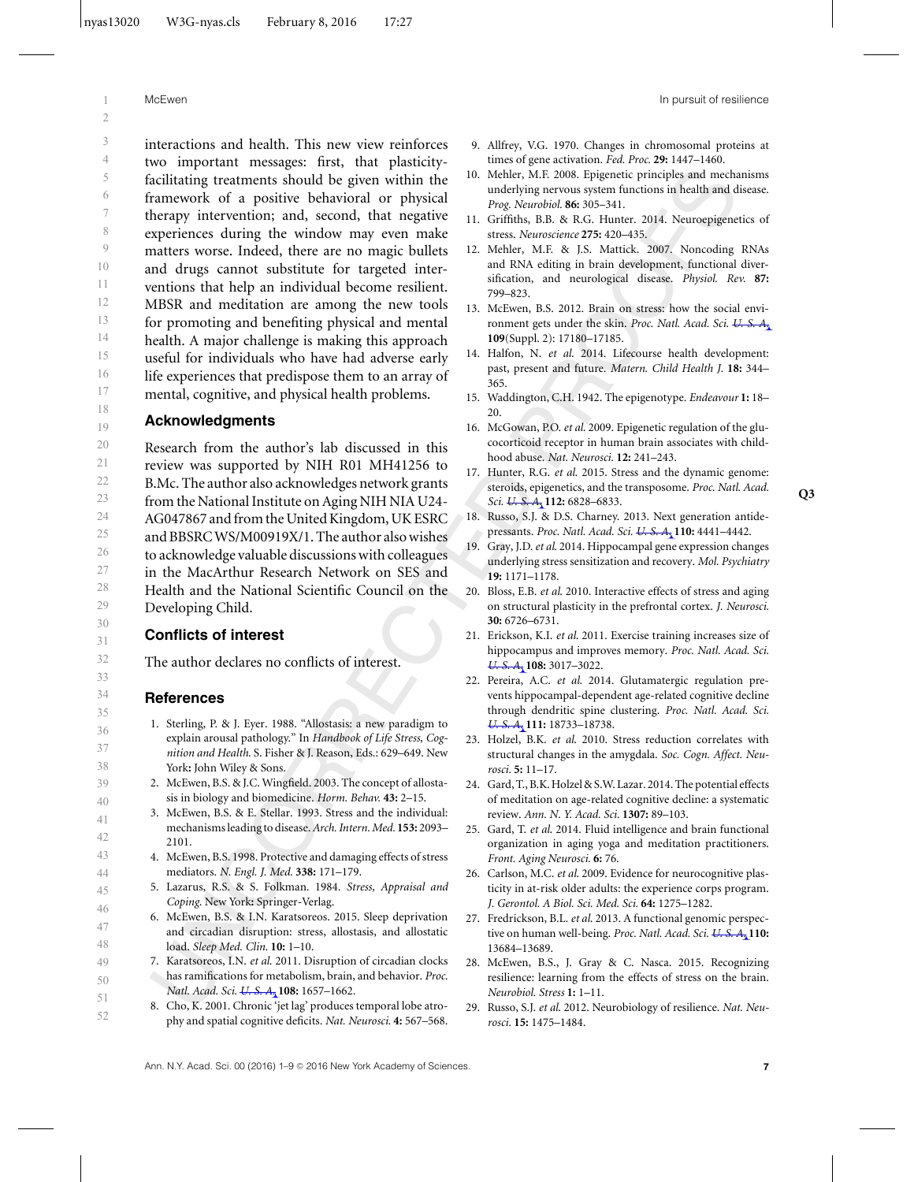interactions and health. This new view reinforces two important messages: first, that plasticity-facilitating treatments should be given within the framework of a positive behavioral or physical therapy intervention; and, second, that negative experiences during the window may even make matters worse. Indeed, there are no magic bullets and drugs cannot substitute for targeted interventions that help an individual become resilient. MBSR and meditation are among the new tools for promoting and benefiting physical and mental health. A major challenge is making this approach useful for individuals who have had adverse early life experiences that predispose them to an array of mental, cognitive, and physical health problems.

## Acknowledgments

Research from the author's lab discussed in this review was supported by NIH R01 MH41256 to B.Mc. The author also acknowledges network grants from the National Institute on Aging NIH NIA U24-AG047867 and from the United Kingdom, UK ESRC and BBSRC WS/M00919X/1. The author also wishes to acknowledge valuable discussions with colleagues in the MacArthur Research Network on SES and Health and the National Scientific Council on the Developing Child.

## Conflicts of interest

The author declares no conflicts of interest.

## References

1. Sterling, P. & J. Eyer. 1988. "Allostasis: a new paradigm to explain arousal pathology." In *Handbook of Life Stress, Cognition and Health*. S. Fisher & J. Reason, Eds.: 629–649. New York: John Wiley & Sons.
2. McEwen, B.S. & J.C. Wingfield. 2003. The concept of allostasis in biology and biomedicine. *Horm. Behav.* **43:** 2–15.
3. McEwen, B.S. & E. Stellar. 1993. Stress and the individual: mechanisms leading to disease. *Arch. Intern. Med.* **153:** 2093–2101.
4. McEwen, B.S. 1998. Protective and damaging effects of stress mediators. *N. Engl. J. Med.* **338:** 171–179.
5. Lazarus, R.S. & S. Folkman. 1984. *Stress, Appraisal and Coping*. New York: Springer-Verlag.
6. McEwen, B.S. & I.N. Karatsoreos. 2015. Sleep deprivation and circadian disruption: stress, allostasis, and allostatic load. *Sleep Med. Clin.* **10:** 1–10.
7. Karatsoreos, I.N. *et al.* 2011. Disruption of circadian clocks has ramifications for metabolism, brain, and behavior. *Proc. Natl. Acad. Sci. U. S. A.* **108:** 1657–1662.
8. Cho, K. 2001. Chronic 'jet lag' produces temporal lobe atrophy and spatial cognitive deficits. *Nat. Neurosci.* **4:** 567–568.
9. Allfrey, V.G. 1970. Changes in chromosomal proteins at times of gene activation. *Fed. Proc.* **29:** 1447–1460.
10. Mehler, M.F. 2008. Epigenetic principles and mechanisms underlying nervous system functions in health and disease. *Prog. Neurobiol.* **86:** 305–341.
11. Griffiths, B.B. & R.G. Hunter. 2014. Neuroepigenetics of stress. *Neuroscience* **275:** 420–435.
12. Mehler, M.F. & J.S. Mattick. 2007. Noncoding RNAs and RNA editing in brain development, functional diversification, and neurological disease. *Physiol. Rev.* **87:** 799–823.
13. McEwen, B.S. 2012. Brain on stress: how the social environment gets under the skin. *Proc. Natl. Acad. Sci. U. S. A.* **109**(Suppl. 2): 17180–17185.
14. Halfon, N. *et al.* 2014. Lifecourse health development: past, present and future. *Matern. Child Health J.* **18:** 344–365.
15. Waddington, C.H. 1942. The epigenotype. *Endeavour* **1:** 18–20.
16. McGowan, P.O. *et al.* 2009. Epigenetic regulation of the glucocorticoid receptor in human brain associates with childhood abuse. *Nat. Neurosci.* **12:** 241–243.
17. Hunter, R.G. *et al.* 2015. Stress and the dynamic genome: steroids, epigenetics, and the transposome. *Proc. Natl. Acad. Sci. U. S. A.* **112:** 6828–6833.
18. Russo, S.J. & D.S. Charney. 2013. Next generation antidepressants. *Proc. Natl. Acad. Sci. U. S. A.* **110:** 4441–4442.
19. Gray, J.D. *et al.* 2014. Hippocampal gene expression changes underlying stress sensitization and recovery. *Mol. Psychiatry* **19:** 1171–1178.
20. Bloss, E.B. *et al.* 2010. Interactive effects of stress and aging on structural plasticity in the prefrontal cortex. *J. Neurosci.* **30:** 6726–6731.
21. Erickson, K.I. *et al.* 2011. Exercise training increases size of hippocampus and improves memory. *Proc. Natl. Acad. Sci. U. S. A.* **108:** 3017–3022.
22. Pereira, A.C. *et al.* 2014. Glutamatergic regulation prevents hippocampal-dependent age-related cognitive decline through dendritic spine clustering. *Proc. Natl. Acad. Sci. U. S. A.* **111:** 18733–18738.
23. Holzel, B.K. *et al.* 2010. Stress reduction correlates with structural changes in the amygdala. *Soc. Cogn. Affect. Neurosci.* **5:** 11–17.
24. Gard, T., B.K. Holzel & S.W. Lazar. 2014. The potential effects of meditation on age-related cognitive decline: a systematic review. *Ann. N. Y. Acad. Sci.* **1307:** 89–103.
25. Gard, T. *et al.* 2014. Fluid intelligence and brain functional organization in aging yoga and meditation practitioners. *Front. Aging Neurosci.* **6:** 76.
26. Carlson, M.C. *et al.* 2009. Evidence for neurocognitive plasticity in at-risk older adults: the experience corps program. *J. Gerontol. A Biol. Sci. Med. Sci.* **64:** 1275–1282.
27. Fredrickson, B.L. *et al.* 2013. A functional genomic perspective on human well-being. *Proc. Natl. Acad. Sci. U. S. A.* **110:** 13684–13689.
28. McEwen, B.S., J. Gray & C. Nasca. 2015. Recognizing resilience: learning from the effects of stress on the brain. *Neurobiol. Stress* **1:** 1–11.
29. Russo, S.J. *et al.* 2012. Neurobiology of resilience. *Nat. Neurosci.* **15:** 1475–1484.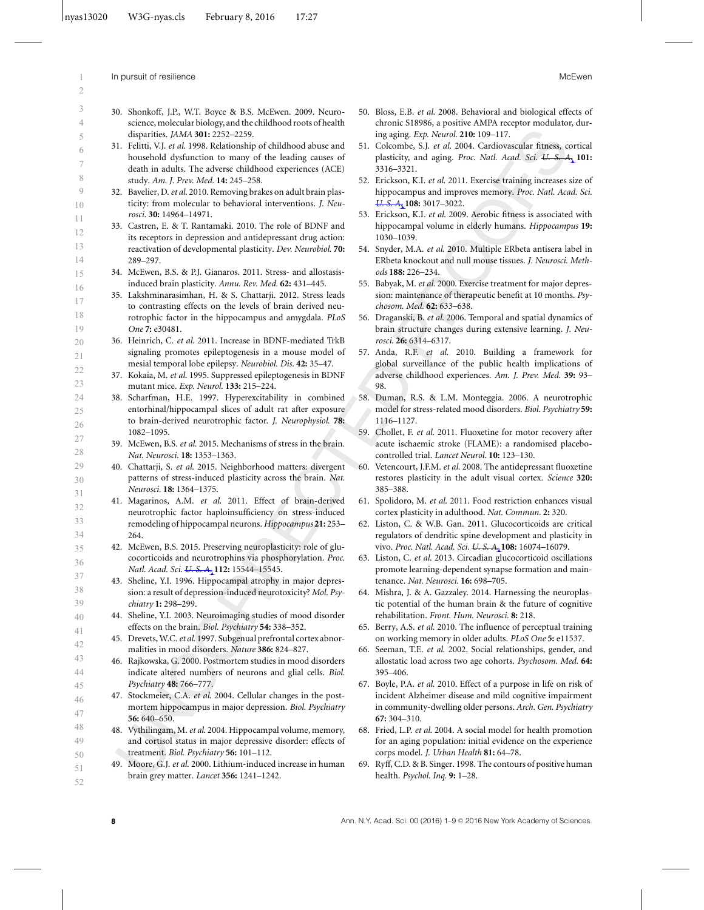30. Shonkoff, J.P., W.T. Boyce & B.S. McEwen. 2009. Neuroscience, molecular biology, and the childhood roots of health disparities. *JAMA* **301:** 2252–2259.
31. Felitti, V.J. *et al.* 1998. Relationship of childhood abuse and household dysfunction to many of the leading causes of death in adults. The adverse childhood experiences (ACE) study. *Am. J. Prev. Med.* **14:** 245–258.
32. Bavelier, D. *et al.* 2010. Removing brakes on adult brain plasticity: from molecular to behavioral interventions. *J. Neurosci.* **30:** 14964–14971.
33. Castren, E. & T. Rantamaki. 2010. The role of BDNF and its receptors in depression and antidepressant drug action: reactivation of developmental plasticity. *Dev. Neurobiol.* **70:** 289–297.
34. McEwen, B.S. & P.J. Gianaros. 2011. Stress- and allostasis-induced brain plasticity. *Annu. Rev. Med.* **62:** 431–445.
35. Lakshminarasimhan, H. & S. Chattarji. 2012. Stress leads to contrasting effects on the levels of brain derived neurotrophic factor in the hippocampus and amygdala. *PLoS One* **7:** e30481.
36. Heinrich, C. *et al.* 2011. Increase in BDNF-mediated TrkB signaling promotes epileptogenesis in a mouse model of mesial temporal lobe epilepsy. *Neurobiol. Dis.* **42:** 35–47.
37. Kokaia, M. *et al.* 1995. Suppressed epileptogenesis in BDNF mutant mice. *Exp. Neurol.* **133:** 215–224.
38. Scharfman, H.E. 1997. Hyperexcitability in combined entorhinal/hippocampal slices of adult rat after exposure to brain-derived neurotrophic factor. *J. Neurophysiol.* **78:** 1082–1095.
39. McEwen, B.S. *et al.* 2015. Mechanisms of stress in the brain. *Nat. Neurosci.* **18:** 1353–1363.
40. Chattarji, S. *et al.* 2015. Neighborhood matters: divergent patterns of stress-induced plasticity across the brain. *Nat. Neurosci.* **18:** 1364–1375.
41. Magarinos, A.M. *et al.* 2011. Effect of brain-derived neurotrophic factor haploinsufficiency on stress-induced remodeling of hippocampal neurons. *Hippocampus* **21:** 253–264.
42. McEwen, B.S. 2015. Preserving neuroplasticity: role of glucocorticoids and neurotrophins via phosphorylation. *Proc. Natl. Acad. Sci. U. S. A.* **112:** 15544–15545.
43. Sheline, Y.I. 1996. Hippocampal atrophy in major depression: a result of depression-induced neurotoxicity? *Mol. Psychiatry* **1:** 298–299.
44. Sheline, Y.I. 2003. Neuroimaging studies of mood disorder effects on the brain. *Biol. Psychiatry* **54:** 338–352.
45. Drevets, W.C. *et al.* 1997. Subgenual prefrontal cortex abnormalities in mood disorders. *Nature* **386:** 824–827.
46. Rajkowska, G. 2000. Postmortem studies in mood disorders indicate altered numbers of neurons and glial cells. *Biol. Psychiatry* **48:** 766–777.
47. Stockmeier, C.A. *et al.* 2004. Cellular changes in the postmortem hippocampus in major depression. *Biol. Psychiatry* **56:** 640–650.
48. Vythilingam, M. *et al.* 2004. Hippocampal volume, memory, and cortisol status in major depressive disorder: effects of treatment. *Biol. Psychiatry* **56:** 101–112.
49. Moore, G.J. *et al.* 2000. Lithium-induced increase in human brain grey matter. *Lancet* **356:** 1241–1242.
50. Bloss, E.B. *et al.* 2008. Behavioral and biological effects of chronic S18986, a positive AMPA receptor modulator, during aging. *Exp. Neurol.* **210:** 109–117.
51. Colcombe, S.J. *et al.* 2004. Cardiovascular fitness, cortical plasticity, and aging. *Proc. Natl. Acad. Sci. U. S. A.* **101:** 3316–3321.
52. Erickson, K.I. *et al.* 2011. Exercise training increases size of hippocampus and improves memory. *Proc. Natl. Acad. Sci. U. S. A.* **108:** 3017–3022.
53. Erickson, K.I. *et al.* 2009. Aerobic fitness is associated with hippocampal volume in elderly humans. *Hippocampus* **19:** 1030–1039.
54. Snyder, M.A. *et al.* 2010. Multiple ERbeta antisera label in ERbeta knockout and null mouse tissues. *J. Neurosci. Methods* **188:** 226–234.
55. Babyak, M. *et al.* 2000. Exercise treatment for major depression: maintenance of therapeutic benefit at 10 months. *Psychosom. Med.* **62:** 633–638.
56. Draganski, B. *et al.* 2006. Temporal and spatial dynamics of brain structure changes during extensive learning. *J. Neurosci.* **26:** 6314–6317.
57. Anda, R.F. *et al.* 2010. Building a framework for global surveillance of the public health implications of adverse childhood experiences. *Am. J. Prev. Med.* **39:** 93–98.
58. Duman, R.S. & L.M. Monteggia. 2006. A neurotrophic model for stress-related mood disorders. *Biol. Psychiatry* **59:** 1116–1127.
59. Chollet, F. *et al.* 2011. Fluoxetine for motor recovery after acute ischaemic stroke (FLAME): a randomised placebo-controlled trial. *Lancet Neurol.* **10:** 123–130.
60. Vetencourt, J.F.M. *et al.* 2008. The antidepressant fluoxetine restores plasticity in the adult visual cortex. *Science* **320:** 385–388.
61. Spolidoro, M. *et al.* 2011. Food restriction enhances visual cortex plasticity in adulthood. *Nat. Commun.* **2:** 320.
62. Liston, C. & W.B. Gan. 2011. Glucocorticoids are critical regulators of dendritic spine development and plasticity in vivo. *Proc. Natl. Acad. Sci. U. S. A.* **108:** 16074–16079.
63. Liston, C. *et al.* 2013. Circadian glucocorticoid oscillations promote learning-dependent synapse formation and maintenance. *Nat. Neurosci.* **16:** 698–705.
64. Mishra, J. & A. Gazzaley. 2014. Harnessing the neuroplastic potential of the human brain & the future of cognitive rehabilitation. *Front. Hum. Neurosci.* **8:** 218.
65. Berry, A.S. *et al.* 2010. The influence of perceptual training on working memory in older adults. *PLoS One* **5:** e11537.
66. Seeman, T.E. *et al.* 2002. Social relationships, gender, and allostatic load across two age cohorts. *Psychosom. Med.* **64:** 395–406.
67. Boyle, P.A. *et al.* 2010. Effect of a purpose in life on risk of incident Alzheimer disease and mild cognitive impairment in community-dwelling older persons. *Arch. Gen. Psychiatry* **67:** 304–310.
68. Fried, L.P. *et al.* 2004. A social model for health promotion for an aging population: initial evidence on the experience corps model. *J. Urban Health* **81:** 64–78.
69. Ryff, C.D. & B. Singer. 1998. The contours of positive human health. *Psychol. Inq.* **9:** 1–28.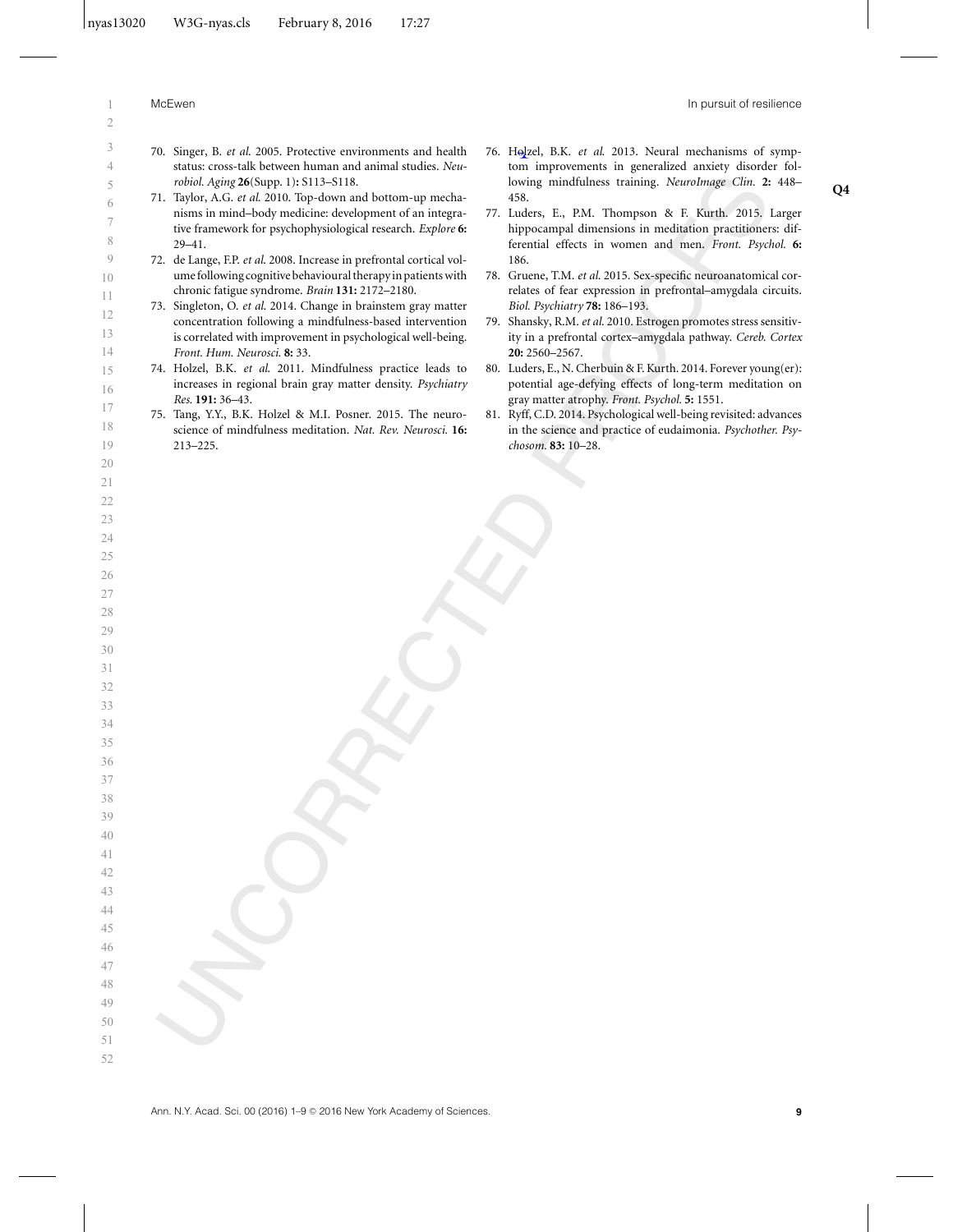70. Singer, B. *et al*. 2005. Protective environments and health status: cross-talk between human and animal studies. *Neurobiol. Aging* **26**(Supp. 1)**:** S113–S118.
71. Taylor, A.G. *et al*. 2010. Top-down and bottom-up mechanisms in mind–body medicine: development of an integrative framework for psychophysiological research. *Explore* **6:** 29–41.
72. de Lange, F.P. *et al*. 2008. Increase in prefrontal cortical volume following cognitive behavioural therapy in patients with chronic fatigue syndrome. *Brain* **131:** 2172–2180.
73. Singleton, O. *et al*. 2014. Change in brainstem gray matter concentration following a mindfulness-based intervention is correlated with improvement in psychological well-being. *Front. Hum. Neurosci.* **8:** 33.
74. Holzel, B.K. *et al*. 2011. Mindfulness practice leads to increases in regional brain gray matter density. *Psychiatry Res.* **191:** 36–43.
75. Tang, Y.Y., B.K. Holzel & M.I. Posner. 2015. The neuroscience of mindfulness meditation. *Nat. Rev. Neurosci.* **16:** 213–225.
76. Holzel, B.K. *et al*. 2013. Neural mechanisms of symptom improvements in generalized anxiety disorder following mindfulness training. *NeuroImage Clin.* **2:** 448–458.
77. Luders, E., P.M. Thompson & F. Kurth. 2015. Larger hippocampal dimensions in meditation practitioners: differential effects in women and men. *Front. Psychol.* **6:** 186.
78. Gruene, T.M. *et al*. 2015. Sex-specific neuroanatomical correlates of fear expression in prefrontal–amygdala circuits. *Biol. Psychiatry* **78:** 186–193.
79. Shansky, R.M. *et al*. 2010. Estrogen promotes stress sensitivity in a prefrontal cortex–amygdala pathway. *Cereb. Cortex* **20:** 2560–2567.
80. Luders, E., N. Cherbuin & F. Kurth. 2014. Forever young(er): potential age-defying effects of long-term meditation on gray matter atrophy. *Front. Psychol.* **5:** 1551.
81. Ryff, C.D. 2014. Psychological well-being revisited: advances in the science and practice of eudaimonia. *Psychother. Psychosom.* **83:** 10–28.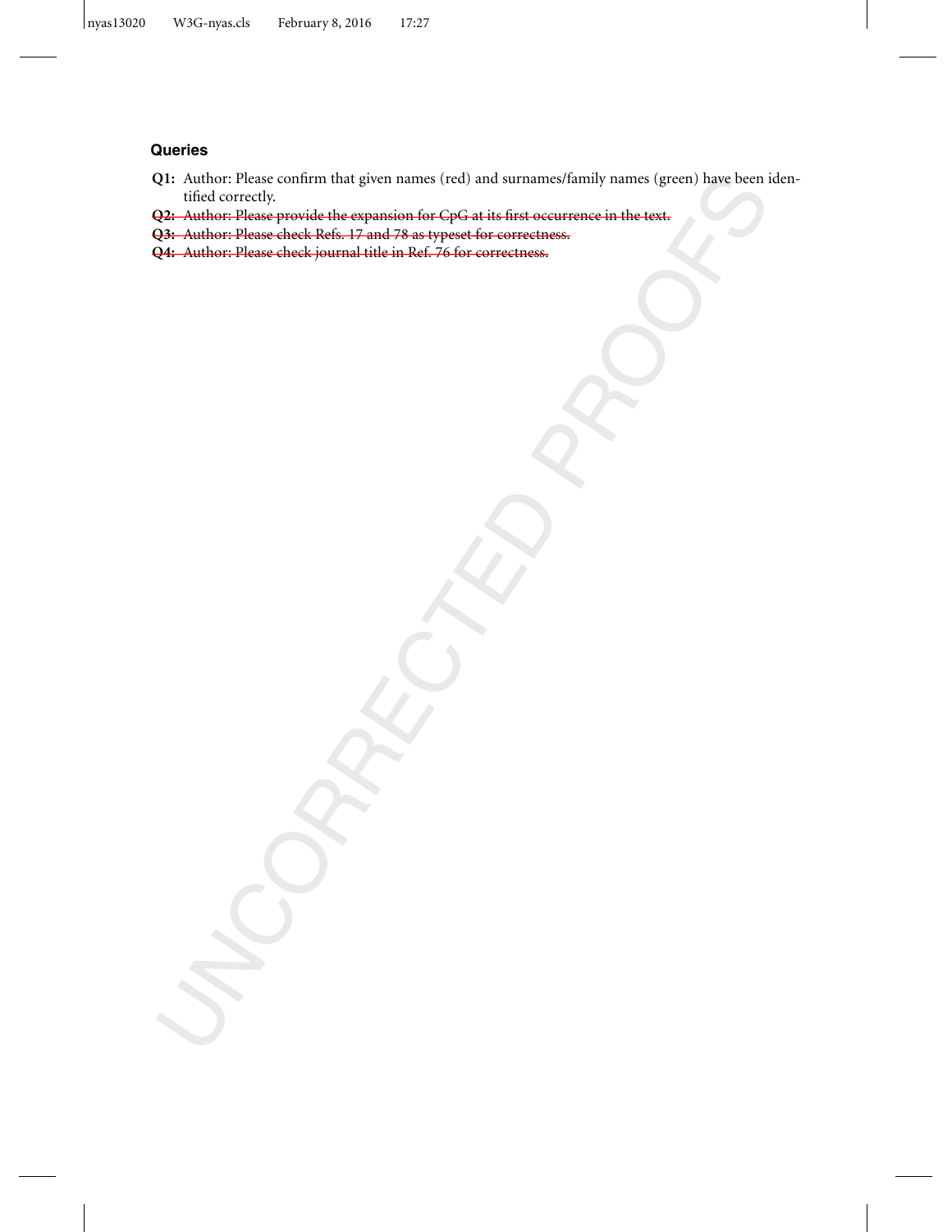## Queries

**Q1:** Author: Please confirm that given names (red) and surnames/family names (green) have been identified correctly.

~~**Q2:** Author: Please provide the expansion for CpG at its first occurrence in the text.~~

~~**Q3:** Author: Please check Refs. 17 and 78 as typeset for correctness.~~

~~**Q4:** Author: Please check journal title in Ref. 76 for correctness.~~